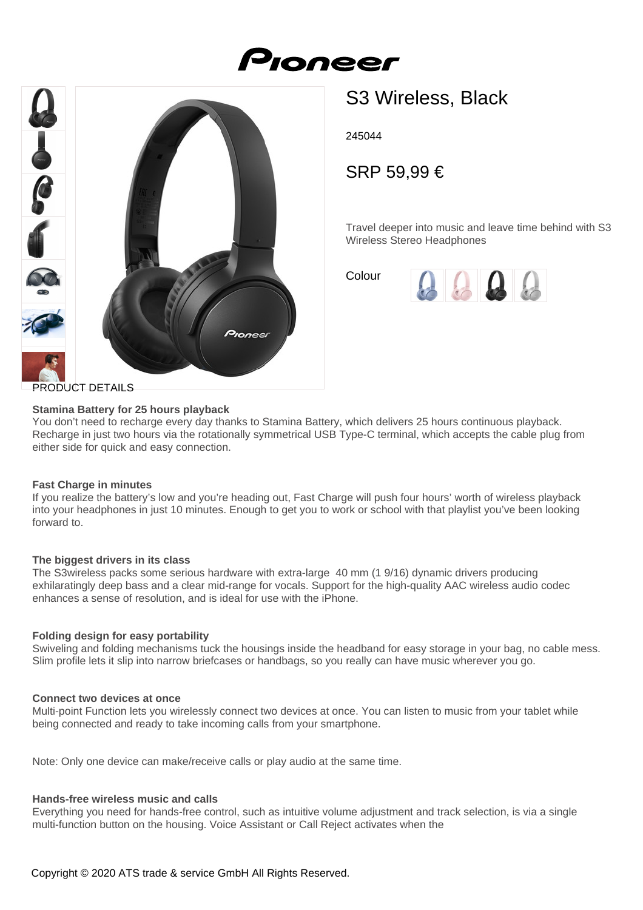# S3 Wireless, Black

245044

## SRP 59,99 €

Travel deeper into music and leave time behind with S3 Wireless Stereo Headphones

Colour

PRODUCT DETAILS

**Stamina Battery for 25 hours playback**
You don't need to recharge every day thanks to Stamina Battery, which delivers 25 hours continuous playback. Recharge in just two hours via the rotationally symmetrical USB Type-C terminal, which accepts the cable plug from either side for quick and easy connection.

**Fast Charge in minutes**
If you realize the battery's low and you're heading out, Fast Charge will push four hours' worth of wireless playback into your headphones in just 10 minutes. Enough to get you to work or school with that playlist you've been looking forward to.

**The biggest drivers in its class**
The S3wireless packs some serious hardware with extra-large 40 mm (1 9/16) dynamic drivers producing exhilaratingly deep bass and a clear mid-range for vocals. Support for the high-quality AAC wireless audio codec enhances a sense of resolution, and is ideal for use with the iPhone.

**Folding design for easy portability**
Swiveling and folding mechanisms tuck the housings inside the headband for easy storage in your bag, no cable mess. Slim profile lets it slip into narrow briefcases or handbags, so you really can have music wherever you go.

**Connect two devices at once**
Multi-point Function lets you wirelessly connect two devices at once. You can listen to music from your tablet while being connected and ready to take incoming calls from your smartphone.

Note: Only one device can make/receive calls or play audio at the same time.

**Hands-free wireless music and calls**
Everything you need for hands-free control, such as intuitive volume adjustment and track selection, is via a single multi-function button on the housing. Voice Assistant or Call Reject activates when the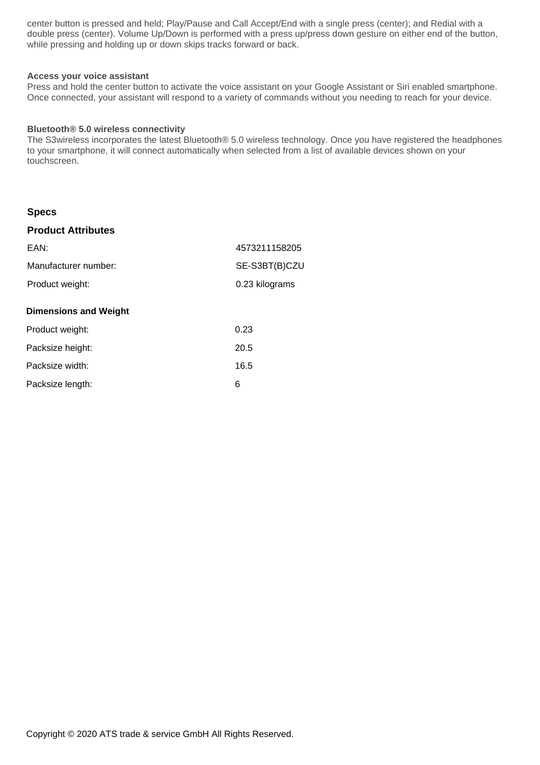center button is pressed and held; Play/Pause and Call Accept/End with a single press (center); and Redial with a double press (center). Volume Up/Down is performed with a press up/press down gesture on either end of the button, while pressing and holding up or down skips tracks forward or back.

**Access your voice assistant**
Press and hold the center button to activate the voice assistant on your Google Assistant or Siri enabled smartphone. Once connected, your assistant will respond to a variety of commands without you needing to reach for your device.

**Bluetooth® 5.0 wireless connectivity**
The S3wireless incorporates the latest Bluetooth® 5.0 wireless technology. Once you have registered the headphones to your smartphone, it will connect automatically when selected from a list of available devices shown on your touchscreen.

## Specs

### Product Attributes

| | |
|---|---|
| EAN: | 4573211158205 |
| Manufacturer number: | SE-S3BT(B)CZU |
| Product weight: | 0.23 kilograms |

### Dimensions and Weight

| | |
|---|---|
| Product weight: | 0.23 |
| Packsize height: | 20.5 |
| Packsize width: | 16.5 |
| Packsize length: | 6 |

Copyright © 2020 ATS trade & service GmbH All Rights Reserved.